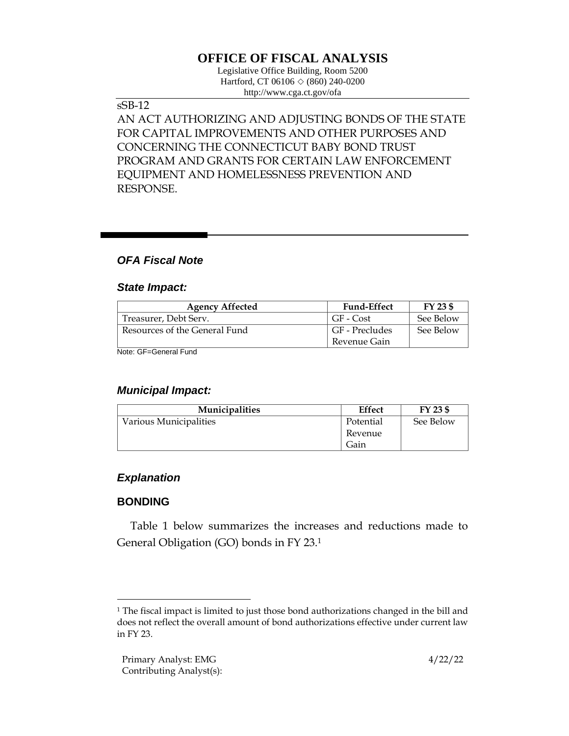# OFFICE OF FISCAL ANALYSIS

Legislative Office Building, Room 5200
Hartford, CT 06106 ◇ (860) 240-0200
http://www.cga.ct.gov/ofa

sSB-12

AN ACT AUTHORIZING AND ADJUSTING BONDS OF THE STATE FOR CAPITAL IMPROVEMENTS AND OTHER PURPOSES AND CONCERNING THE CONNECTICUT BABY BOND TRUST PROGRAM AND GRANTS FOR CERTAIN LAW ENFORCEMENT EQUIPMENT AND HOMELESSNESS PREVENTION AND RESPONSE.

## *OFA Fiscal Note*

### *State Impact:*

| Agency Affected | Fund-Effect | FY 23 $ |
|---|---|---|
| Treasurer, Debt Serv. | GF - Cost | See Below |
| Resources of the General Fund | GF - Precludes Revenue Gain | See Below |

Note: GF=General Fund

### *Municipal Impact:*

| Municipalities | Effect | FY 23 $ |
|---|---|---|
| Various Municipalities | Potential Revenue Gain | See Below |

## *Explanation*

### BONDING

Table 1 below summarizes the increases and reductions made to General Obligation (GO) bonds in FY 23.[1]

[1] The fiscal impact is limited to just those bond authorizations changed in the bill and does not reflect the overall amount of bond authorizations effective under current law in FY 23.

Primary Analyst: EMG
Contributing Analyst(s):

4/22/22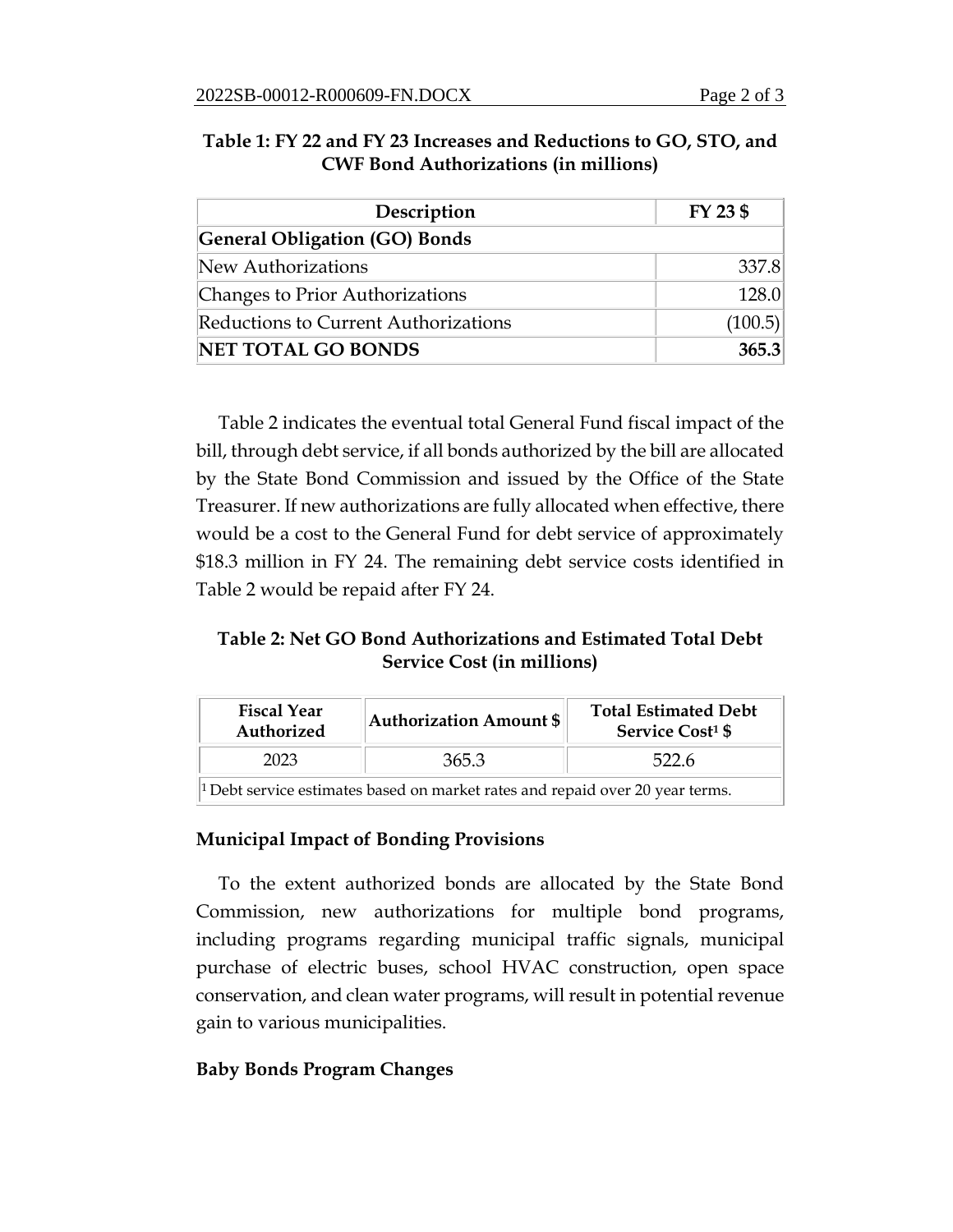**Table 1: FY 22 and FY 23 Increases and Reductions to GO, STO, and CWF Bond Authorizations (in millions)**

| Description | FY 23 $ |
|---|---|
| **General Obligation (GO) Bonds** | |
| New Authorizations | 337.8 |
| Changes to Prior Authorizations | 128.0 |
| Reductions to Current Authorizations | (100.5) |
| **NET TOTAL GO BONDS** | **365.3** |

Table 2 indicates the eventual total General Fund fiscal impact of the bill, through debt service, if all bonds authorized by the bill are allocated by the State Bond Commission and issued by the Office of the State Treasurer. If new authorizations are fully allocated when effective, there would be a cost to the General Fund for debt service of approximately $18.3 million in FY 24. The remaining debt service costs identified in Table 2 would be repaid after FY 24.

**Table 2: Net GO Bond Authorizations and Estimated Total Debt Service Cost (in millions)**

| Fiscal Year Authorized | Authorization Amount $ | Total Estimated Debt Service Cost[1] $ |
|---|---|---|
| 2023 | 365.3 | 522.6 |

[1] Debt service estimates based on market rates and repaid over 20 year terms.

**Municipal Impact of Bonding Provisions**

To the extent authorized bonds are allocated by the State Bond Commission, new authorizations for multiple bond programs, including programs regarding municipal traffic signals, municipal purchase of electric buses, school HVAC construction, open space conservation, and clean water programs, will result in potential revenue gain to various municipalities.

**Baby Bonds Program Changes**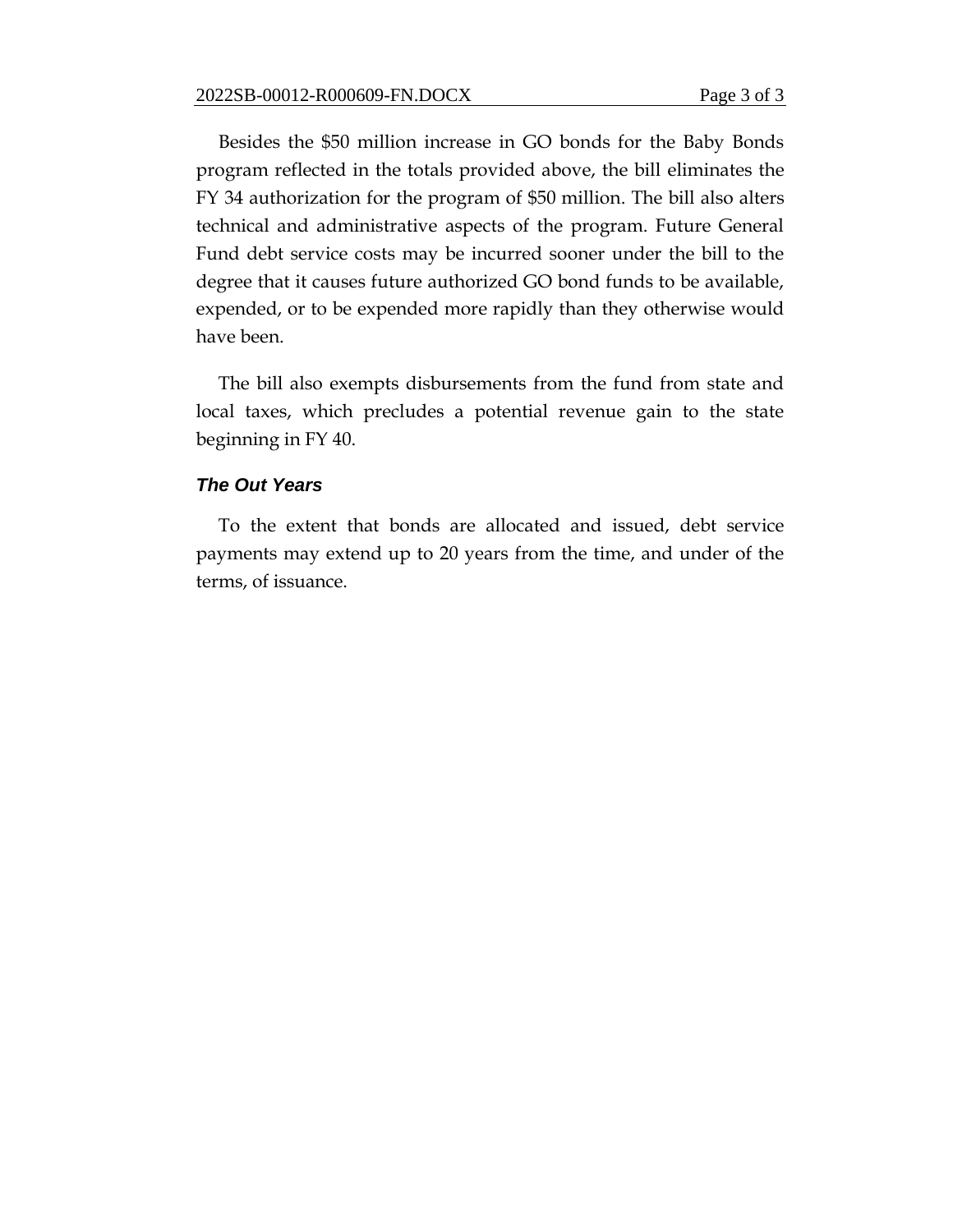Besides the $50 million increase in GO bonds for the Baby Bonds program reflected in the totals provided above, the bill eliminates the FY 34 authorization for the program of $50 million. The bill also alters technical and administrative aspects of the program. Future General Fund debt service costs may be incurred sooner under the bill to the degree that it causes future authorized GO bond funds to be available, expended, or to be expended more rapidly than they otherwise would have been.

The bill also exempts disbursements from the fund from state and local taxes, which precludes a potential revenue gain to the state beginning in FY 40.

### *The Out Years*

To the extent that bonds are allocated and issued, debt service payments may extend up to 20 years from the time, and under of the terms, of issuance.